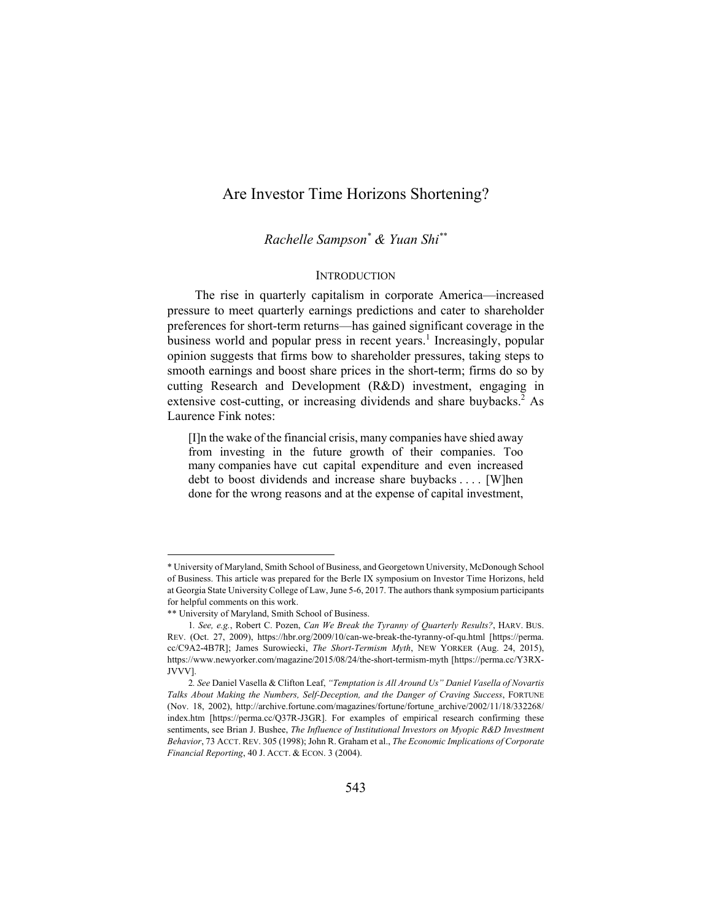# Are Investor Time Horizons Shortening?

*Rachelle Sampson\* & Yuan Shi\*\**

## INTRODUCTION

The rise in quarterly capitalism in corporate America—increased pressure to meet quarterly earnings predictions and cater to shareholder preferences for short-term returns—has gained significant coverage in the business world and popular press in recent years.[1] Increasingly, popular opinion suggests that firms bow to shareholder pressures, taking steps to smooth earnings and boost share prices in the short-term; firms do so by cutting Research and Development (R&D) investment, engaging in extensive cost-cutting, or increasing dividends and share buybacks.[2] As Laurence Fink notes:

> [I]n the wake of the financial crisis, many companies have shied away from investing in the future growth of their companies. Too many companies have cut capital expenditure and even increased debt to boost dividends and increase share buybacks . . . . [W]hen done for the wrong reasons and at the expense of capital investment,

---

\* University of Maryland, Smith School of Business, and Georgetown University, McDonough School of Business. This article was prepared for the Berle IX symposium on Investor Time Horizons, held at Georgia State University College of Law, June 5-6, 2017. The authors thank symposium participants for helpful comments on this work.

\*\* University of Maryland, Smith School of Business.

1. *See, e.g.*, Robert C. Pozen, *Can We Break the Tyranny of Quarterly Results?*, HARV. BUS. REV. (Oct. 27, 2009), https://hbr.org/2009/10/can-we-break-the-tyranny-of-qu.html [https://perma.cc/C9A2-4B7R]; James Surowiecki, *The Short-Termism Myth*, NEW YORKER (Aug. 24, 2015), https://www.newyorker.com/magazine/2015/08/24/the-short-termism-myth [https://perma.cc/Y3RX-JVVV].

2. *See* Daniel Vasella & Clifton Leaf, *"Temptation is All Around Us" Daniel Vasella of Novartis Talks About Making the Numbers, Self-Deception, and the Danger of Craving Success*, FORTUNE (Nov. 18, 2002), http://archive.fortune.com/magazines/fortune/fortune_archive/2002/11/18/332268/index.htm [https://perma.cc/Q37R-J3GR]. For examples of empirical research confirming these sentiments, see Brian J. Bushee, *The Influence of Institutional Investors on Myopic R&D Investment Behavior*, 73 ACCT. REV. 305 (1998); John R. Graham et al., *The Economic Implications of Corporate Financial Reporting*, 40 J. ACCT. & ECON. 3 (2004).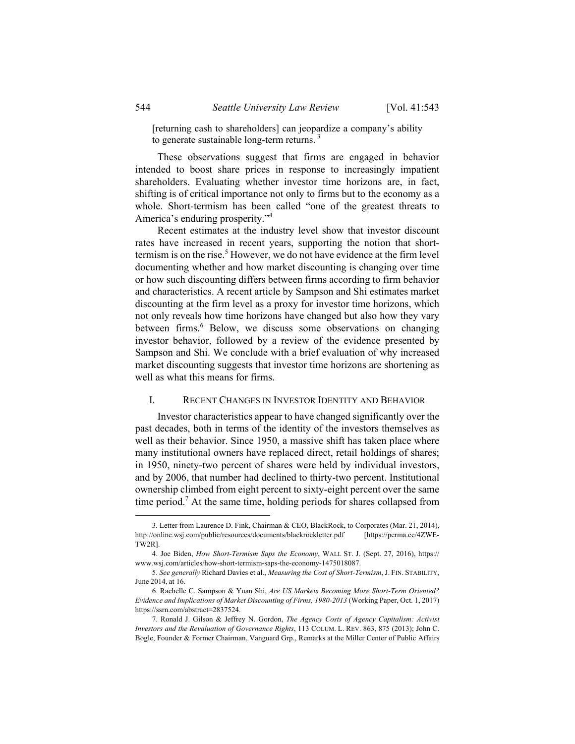[returning cash to shareholders] can jeopardize a company's ability to generate sustainable long-term returns. [3]

These observations suggest that firms are engaged in behavior intended to boost share prices in response to increasingly impatient shareholders. Evaluating whether investor time horizons are, in fact, shifting is of critical importance not only to firms but to the economy as a whole. Short-termism has been called "one of the greatest threats to America's enduring prosperity."[4]

Recent estimates at the industry level show that investor discount rates have increased in recent years, supporting the notion that short-termism is on the rise.[5] However, we do not have evidence at the firm level documenting whether and how market discounting is changing over time or how such discounting differs between firms according to firm behavior and characteristics. A recent article by Sampson and Shi estimates market discounting at the firm level as a proxy for investor time horizons, which not only reveals how time horizons have changed but also how they vary between firms.[6] Below, we discuss some observations on changing investor behavior, followed by a review of the evidence presented by Sampson and Shi. We conclude with a brief evaluation of why increased market discounting suggests that investor time horizons are shortening as well as what this means for firms.

## I. RECENT CHANGES IN INVESTOR IDENTITY AND BEHAVIOR

Investor characteristics appear to have changed significantly over the past decades, both in terms of the identity of the investors themselves as well as their behavior. Since 1950, a massive shift has taken place where many institutional owners have replaced direct, retail holdings of shares; in 1950, ninety-two percent of shares were held by individual investors, and by 2006, that number had declined to thirty-two percent. Institutional ownership climbed from eight percent to sixty-eight percent over the same time period.[7] At the same time, holding periods for shares collapsed from

---

3. Letter from Laurence D. Fink, Chairman & CEO, BlackRock, to Corporates (Mar. 21, 2014), http://online.wsj.com/public/resources/documents/blackrockletter.pdf [https://perma.cc/4ZWE-TW2R].

4. Joe Biden, *How Short-Termism Saps the Economy*, WALL ST. J. (Sept. 27, 2016), https://www.wsj.com/articles/how-short-termism-saps-the-economy-1475018087.

5. *See generally* Richard Davies et al., *Measuring the Cost of Short-Termism*, J. FIN. STABILITY, June 2014, at 16.

6. Rachelle C. Sampson & Yuan Shi, *Are US Markets Becoming More Short-Term Oriented? Evidence and Implications of Market Discounting of Firms, 1980-2013* (Working Paper, Oct. 1, 2017) https://ssrn.com/abstract=2837524.

7. Ronald J. Gilson & Jeffrey N. Gordon, *The Agency Costs of Agency Capitalism: Activist Investors and the Revaluation of Governance Rights*, 113 COLUM. L. REV. 863, 875 (2013); John C. Bogle, Founder & Former Chairman, Vanguard Grp., Remarks at the Miller Center of Public Affairs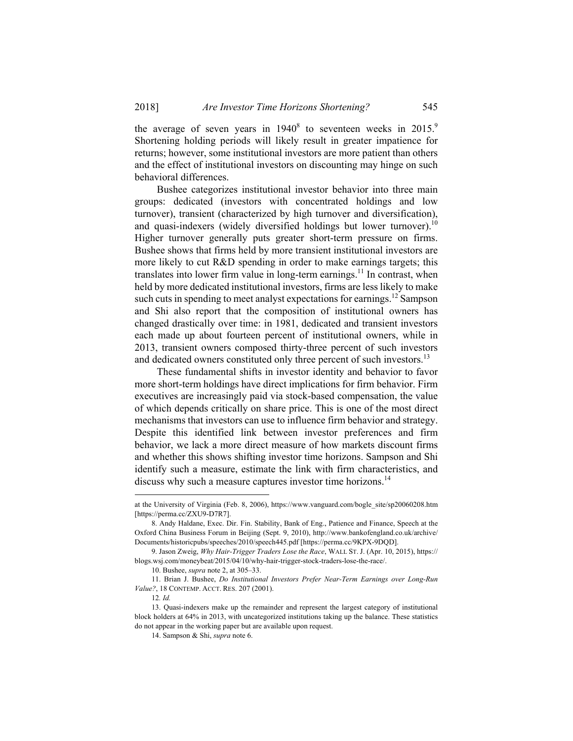the average of seven years in 1940[8] to seventeen weeks in 2015.[9] Shortening holding periods will likely result in greater impatience for returns; however, some institutional investors are more patient than others and the effect of institutional investors on discounting may hinge on such behavioral differences.

Bushee categorizes institutional investor behavior into three main groups: dedicated (investors with concentrated holdings and low turnover), transient (characterized by high turnover and diversification), and quasi-indexers (widely diversified holdings but lower turnover).[10] Higher turnover generally puts greater short-term pressure on firms. Bushee shows that firms held by more transient institutional investors are more likely to cut R&D spending in order to make earnings targets; this translates into lower firm value in long-term earnings.[11] In contrast, when held by more dedicated institutional investors, firms are less likely to make such cuts in spending to meet analyst expectations for earnings.[12] Sampson and Shi also report that the composition of institutional owners has changed drastically over time: in 1981, dedicated and transient investors each made up about fourteen percent of institutional owners, while in 2013, transient owners composed thirty-three percent of such investors and dedicated owners constituted only three percent of such investors.[13]

These fundamental shifts in investor identity and behavior to favor more short-term holdings have direct implications for firm behavior. Firm executives are increasingly paid via stock-based compensation, the value of which depends critically on share price. This is one of the most direct mechanisms that investors can use to influence firm behavior and strategy. Despite this identified link between investor preferences and firm behavior, we lack a more direct measure of how markets discount firms and whether this shows shifting investor time horizons. Sampson and Shi identify such a measure, estimate the link with firm characteristics, and discuss why such a measure captures investor time horizons.[14]

---

at the University of Virginia (Feb. 8, 2006), https://www.vanguard.com/bogle_site/sp20060208.htm [https://perma.cc/ZXU9-D7R7].

8. Andy Haldane, Exec. Dir. Fin. Stability, Bank of Eng., Patience and Finance, Speech at the Oxford China Business Forum in Beijing (Sept. 9, 2010), http://www.bankofengland.co.uk/archive/Documents/historicpubs/speeches/2010/speech445.pdf [https://perma.cc/9KPX-9DQD].

9. Jason Zweig, *Why Hair-Trigger Traders Lose the Race*, WALL ST. J. (Apr. 10, 2015), https://blogs.wsj.com/moneybeat/2015/04/10/why-hair-trigger-stock-traders-lose-the-race/.

10. Bushee, *supra* note 2, at 305–33.

11. Brian J. Bushee, *Do Institutional Investors Prefer Near-Term Earnings over Long-Run Value?*, 18 CONTEMP. ACCT. RES. 207 (2001).

12. *Id.*

13. Quasi-indexers make up the remainder and represent the largest category of institutional block holders at 64% in 2013, with uncategorized institutions taking up the balance. These statistics do not appear in the working paper but are available upon request.

14. Sampson & Shi, *supra* note 6.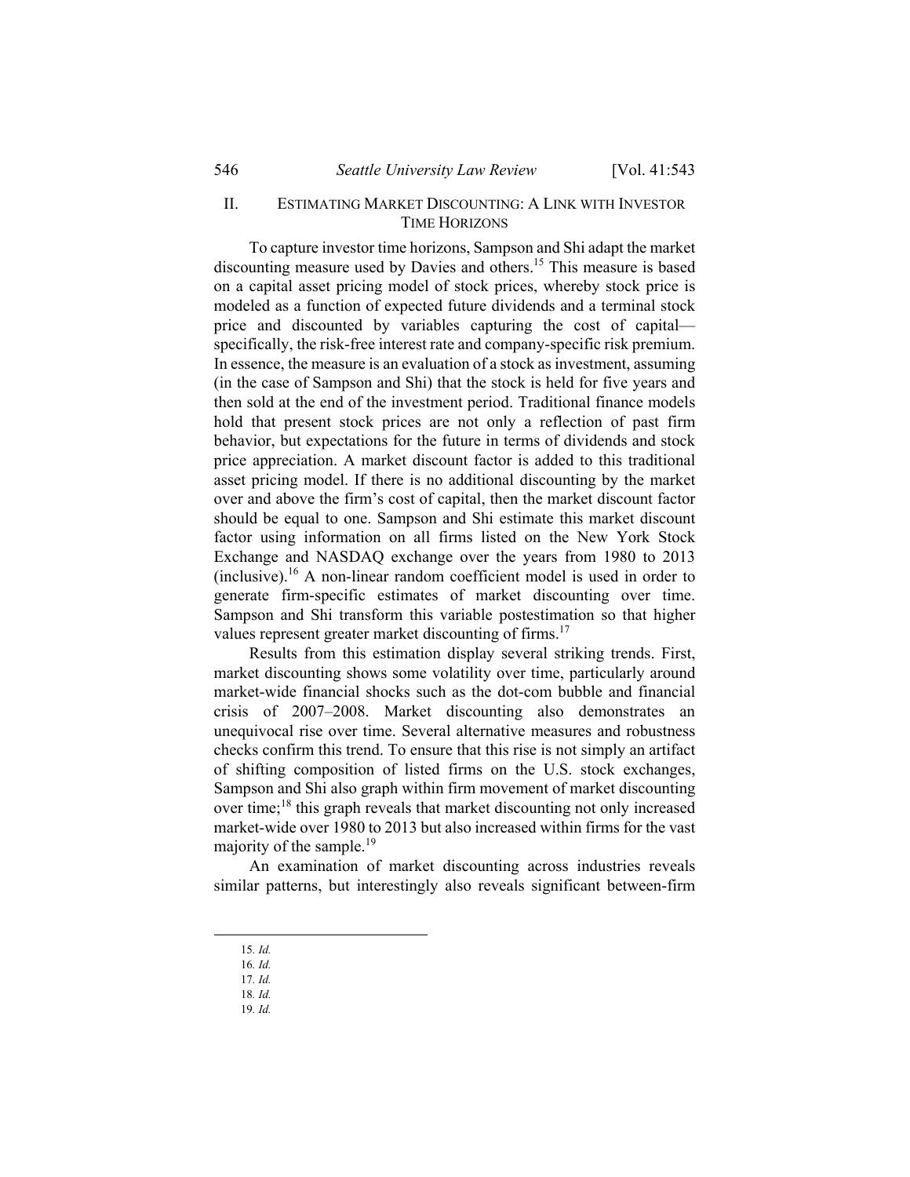## II. ESTIMATING MARKET DISCOUNTING: A LINK WITH INVESTOR TIME HORIZONS

To capture investor time horizons, Sampson and Shi adapt the market discounting measure used by Davies and others.[15] This measure is based on a capital asset pricing model of stock prices, whereby stock price is modeled as a function of expected future dividends and a terminal stock price and discounted by variables capturing the cost of capital—specifically, the risk-free interest rate and company-specific risk premium. In essence, the measure is an evaluation of a stock as investment, assuming (in the case of Sampson and Shi) that the stock is held for five years and then sold at the end of the investment period. Traditional finance models hold that present stock prices are not only a reflection of past firm behavior, but expectations for the future in terms of dividends and stock price appreciation. A market discount factor is added to this traditional asset pricing model. If there is no additional discounting by the market over and above the firm's cost of capital, then the market discount factor should be equal to one. Sampson and Shi estimate this market discount factor using information on all firms listed on the New York Stock Exchange and NASDAQ exchange over the years from 1980 to 2013 (inclusive).[16] A non-linear random coefficient model is used in order to generate firm-specific estimates of market discounting over time. Sampson and Shi transform this variable postestimation so that higher values represent greater market discounting of firms.[17]

Results from this estimation display several striking trends. First, market discounting shows some volatility over time, particularly around market-wide financial shocks such as the dot-com bubble and financial crisis of 2007–2008. Market discounting also demonstrates an unequivocal rise over time. Several alternative measures and robustness checks confirm this trend. To ensure that this rise is not simply an artifact of shifting composition of listed firms on the U.S. stock exchanges, Sampson and Shi also graph within firm movement of market discounting over time;[18] this graph reveals that market discounting not only increased market-wide over 1980 to 2013 but also increased within firms for the vast majority of the sample.[19]

An examination of market discounting across industries reveals similar patterns, but interestingly also reveals significant between-firm

---

15. *Id.*
16. *Id.*
17. *Id.*
18. *Id.*
19. *Id.*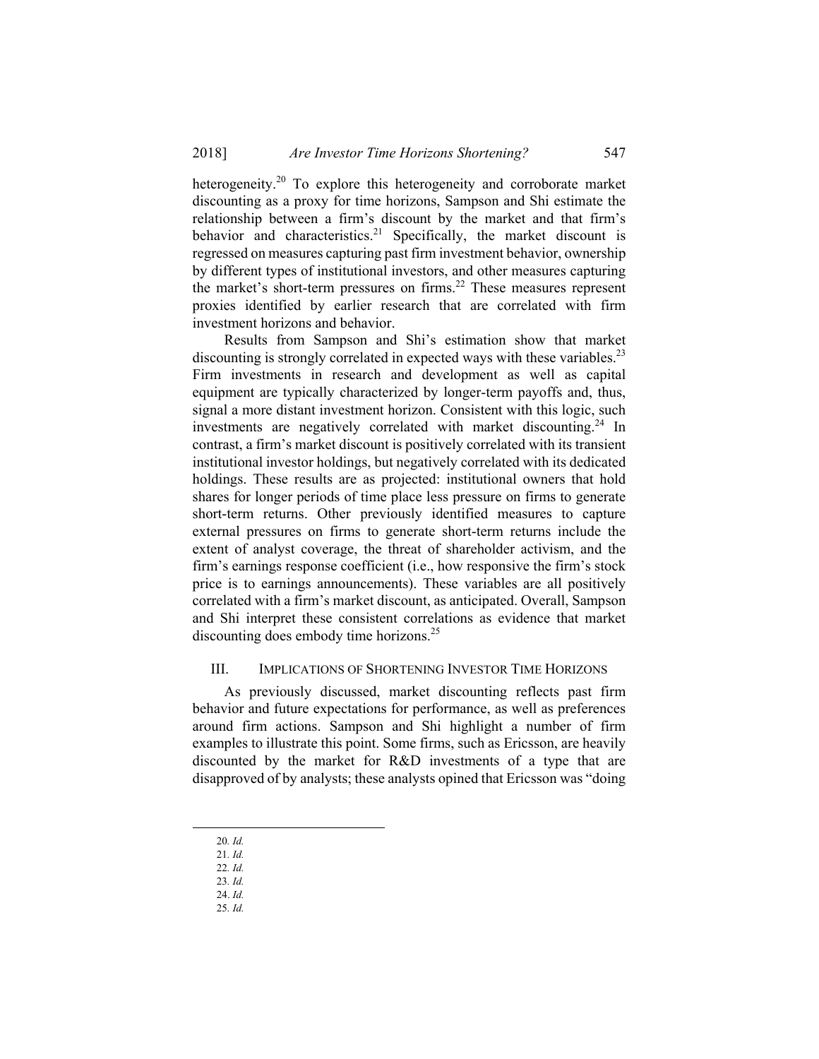heterogeneity.[20] To explore this heterogeneity and corroborate market discounting as a proxy for time horizons, Sampson and Shi estimate the relationship between a firm's discount by the market and that firm's behavior and characteristics.[21] Specifically, the market discount is regressed on measures capturing past firm investment behavior, ownership by different types of institutional investors, and other measures capturing the market's short-term pressures on firms.[22] These measures represent proxies identified by earlier research that are correlated with firm investment horizons and behavior.

Results from Sampson and Shi's estimation show that market discounting is strongly correlated in expected ways with these variables.[23] Firm investments in research and development as well as capital equipment are typically characterized by longer-term payoffs and, thus, signal a more distant investment horizon. Consistent with this logic, such investments are negatively correlated with market discounting.[24] In contrast, a firm's market discount is positively correlated with its transient institutional investor holdings, but negatively correlated with its dedicated holdings. These results are as projected: institutional owners that hold shares for longer periods of time place less pressure on firms to generate short-term returns. Other previously identified measures to capture external pressures on firms to generate short-term returns include the extent of analyst coverage, the threat of shareholder activism, and the firm's earnings response coefficient (i.e., how responsive the firm's stock price is to earnings announcements). These variables are all positively correlated with a firm's market discount, as anticipated. Overall, Sampson and Shi interpret these consistent correlations as evidence that market discounting does embody time horizons.[25]

## III. IMPLICATIONS OF SHORTENING INVESTOR TIME HORIZONS

As previously discussed, market discounting reflects past firm behavior and future expectations for performance, as well as preferences around firm actions. Sampson and Shi highlight a number of firm examples to illustrate this point. Some firms, such as Ericsson, are heavily discounted by the market for R&D investments of a type that are disapproved of by analysts; these analysts opined that Ericsson was "doing

---

20. *Id.*
21. *Id.*
22. *Id.*
23. *Id.*
24. *Id.*
25. *Id.*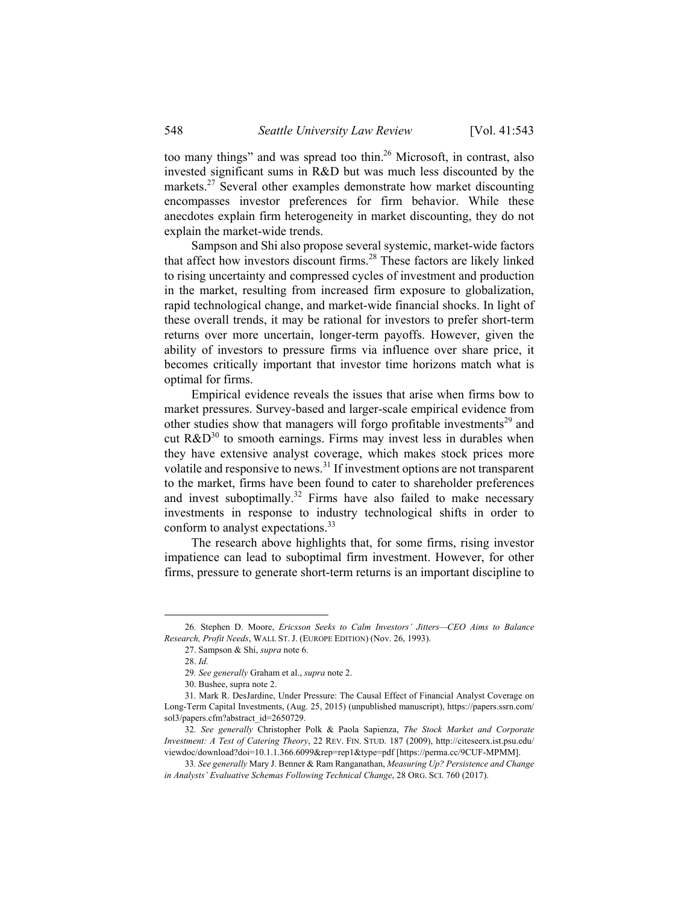too many things" and was spread too thin.[26] Microsoft, in contrast, also invested significant sums in R&D but was much less discounted by the markets.[27] Several other examples demonstrate how market discounting encompasses investor preferences for firm behavior. While these anecdotes explain firm heterogeneity in market discounting, they do not explain the market-wide trends.

Sampson and Shi also propose several systemic, market-wide factors that affect how investors discount firms.[28] These factors are likely linked to rising uncertainty and compressed cycles of investment and production in the market, resulting from increased firm exposure to globalization, rapid technological change, and market-wide financial shocks. In light of these overall trends, it may be rational for investors to prefer short-term returns over more uncertain, longer-term payoffs. However, given the ability of investors to pressure firms via influence over share price, it becomes critically important that investor time horizons match what is optimal for firms.

Empirical evidence reveals the issues that arise when firms bow to market pressures. Survey-based and larger-scale empirical evidence from other studies show that managers will forgo profitable investments[29] and cut R&D[30] to smooth earnings. Firms may invest less in durables when they have extensive analyst coverage, which makes stock prices more volatile and responsive to news.[31] If investment options are not transparent to the market, firms have been found to cater to shareholder preferences and invest suboptimally.[32] Firms have also failed to make necessary investments in response to industry technological shifts in order to conform to analyst expectations.[33]

The research above highlights that, for some firms, rising investor impatience can lead to suboptimal firm investment. However, for other firms, pressure to generate short-term returns is an important discipline to

---

26. Stephen D. Moore, *Ericsson Seeks to Calm Investors' Jitters—CEO Aims to Balance Research, Profit Needs*, WALL ST. J. (EUROPE EDITION) (Nov. 26, 1993).

27. Sampson & Shi, *supra* note 6.

28. *Id.*

29. *See generally* Graham et al., *supra* note 2.

30. Bushee, supra note 2.

31. Mark R. DesJardine, Under Pressure: The Causal Effect of Financial Analyst Coverage on Long-Term Capital Investments, (Aug. 25, 2015) (unpublished manuscript), https://papers.ssrn.com/sol3/papers.cfm?abstract_id=2650729.

32. *See generally* Christopher Polk & Paola Sapienza, *The Stock Market and Corporate Investment: A Test of Catering Theory*, 22 REV. FIN. STUD. 187 (2009), http://citeseerx.ist.psu.edu/viewdoc/download?doi=10.1.1.366.6099&rep=rep1&type=pdf [https://perma.cc/9CUF-MPMM].

33. *See generally* Mary J. Benner & Ram Ranganathan, *Measuring Up? Persistence and Change in Analysts' Evaluative Schemas Following Technical Change*, 28 ORG. SCI. 760 (2017).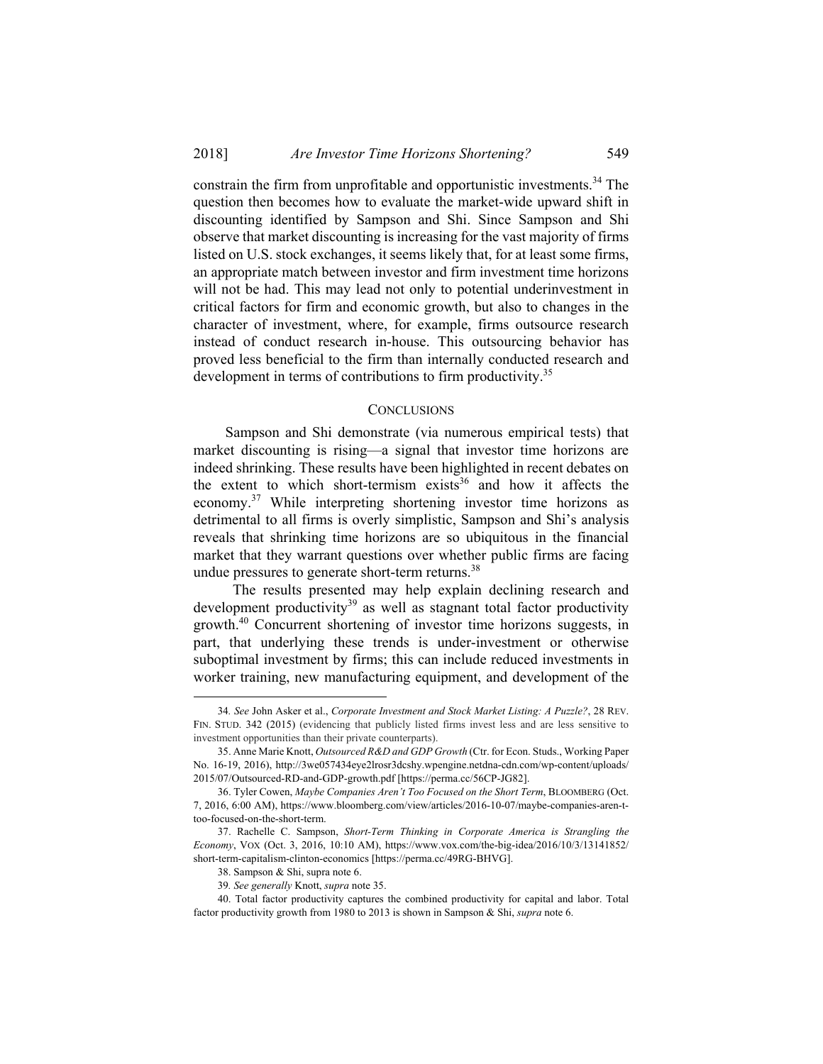constrain the firm from unprofitable and opportunistic investments.[34] The question then becomes how to evaluate the market-wide upward shift in discounting identified by Sampson and Shi. Since Sampson and Shi observe that market discounting is increasing for the vast majority of firms listed on U.S. stock exchanges, it seems likely that, for at least some firms, an appropriate match between investor and firm investment time horizons will not be had. This may lead not only to potential underinvestment in critical factors for firm and economic growth, but also to changes in the character of investment, where, for example, firms outsource research instead of conduct research in-house. This outsourcing behavior has proved less beneficial to the firm than internally conducted research and development in terms of contributions to firm productivity.[35]

## CONCLUSIONS

Sampson and Shi demonstrate (via numerous empirical tests) that market discounting is rising—a signal that investor time horizons are indeed shrinking. These results have been highlighted in recent debates on the extent to which short-termism exists[36] and how it affects the economy.[37] While interpreting shortening investor time horizons as detrimental to all firms is overly simplistic, Sampson and Shi's analysis reveals that shrinking time horizons are so ubiquitous in the financial market that they warrant questions over whether public firms are facing undue pressures to generate short-term returns.[38]

The results presented may help explain declining research and development productivity[39] as well as stagnant total factor productivity growth.[40] Concurrent shortening of investor time horizons suggests, in part, that underlying these trends is under-investment or otherwise suboptimal investment by firms; this can include reduced investments in worker training, new manufacturing equipment, and development of the

---

34. *See* John Asker et al., *Corporate Investment and Stock Market Listing: A Puzzle?*, 28 REV. FIN. STUD. 342 (2015) (evidencing that publicly listed firms invest less and are less sensitive to investment opportunities than their private counterparts).

35. Anne Marie Knott, *Outsourced R&D and GDP Growth* (Ctr. for Econ. Studs., Working Paper No. 16-19, 2016), http://3we057434eye2lrosr3dcshy.wpengine.netdna-cdn.com/wp-content/uploads/2015/07/Outsourced-RD-and-GDP-growth.pdf [https://perma.cc/56CP-JG82].

36. Tyler Cowen, *Maybe Companies Aren't Too Focused on the Short Term*, BLOOMBERG (Oct. 7, 2016, 6:00 AM), https://www.bloomberg.com/view/articles/2016-10-07/maybe-companies-aren-t-too-focused-on-the-short-term.

37. Rachelle C. Sampson, *Short-Term Thinking in Corporate America is Strangling the Economy*, VOX (Oct. 3, 2016, 10:10 AM), https://www.vox.com/the-big-idea/2016/10/3/13141852/short-term-capitalism-clinton-economics [https://perma.cc/49RG-BHVG].

38. Sampson & Shi, supra note 6.

39. *See generally* Knott, *supra* note 35.

40. Total factor productivity captures the combined productivity for capital and labor. Total factor productivity growth from 1980 to 2013 is shown in Sampson & Shi, *supra* note 6.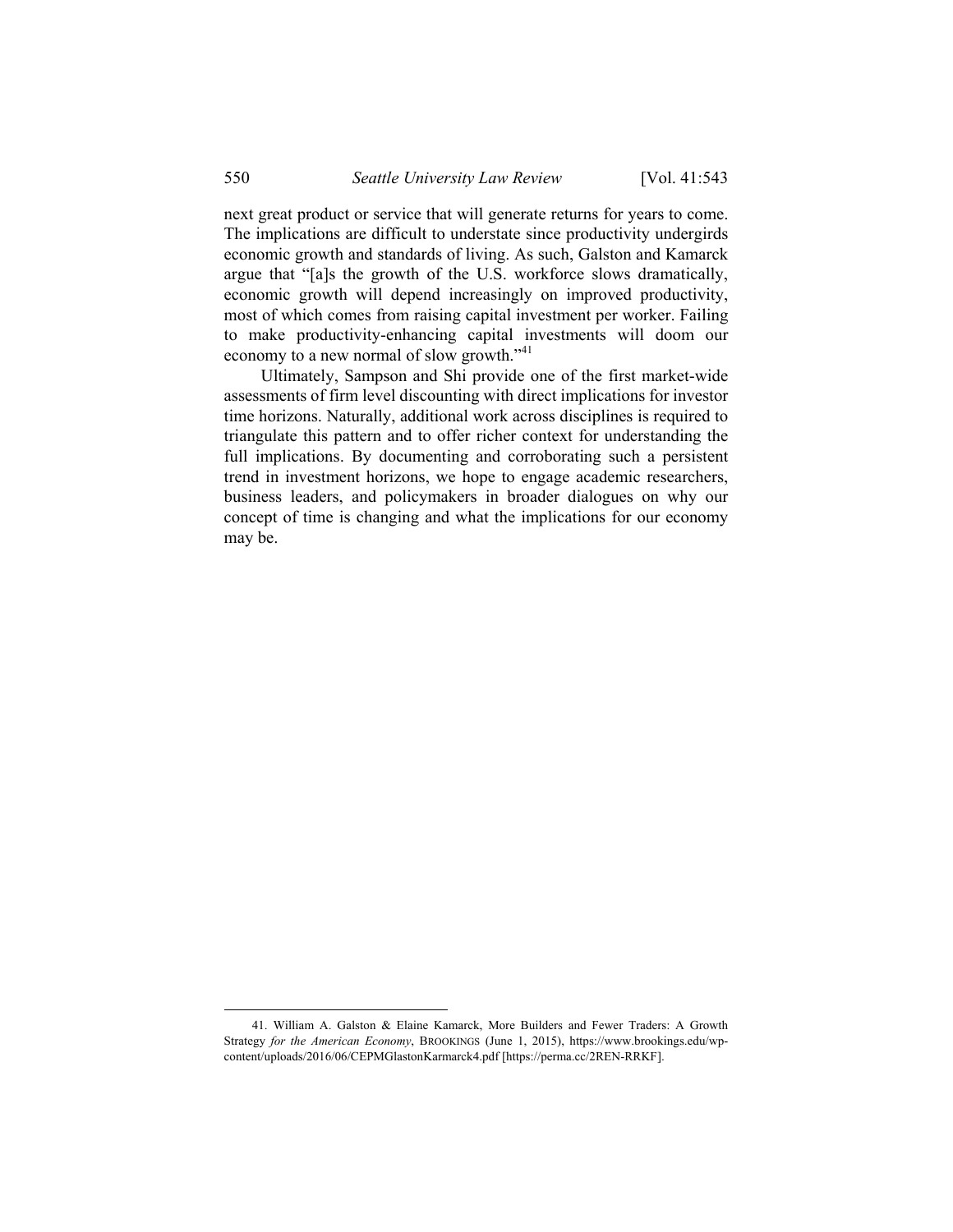next great product or service that will generate returns for years to come. The implications are difficult to understate since productivity undergirds economic growth and standards of living. As such, Galston and Kamarck argue that "[a]s the growth of the U.S. workforce slows dramatically, economic growth will depend increasingly on improved productivity, most of which comes from raising capital investment per worker. Failing to make productivity-enhancing capital investments will doom our economy to a new normal of slow growth."[41]

Ultimately, Sampson and Shi provide one of the first market-wide assessments of firm level discounting with direct implications for investor time horizons. Naturally, additional work across disciplines is required to triangulate this pattern and to offer richer context for understanding the full implications. By documenting and corroborating such a persistent trend in investment horizons, we hope to engage academic researchers, business leaders, and policymakers in broader dialogues on why our concept of time is changing and what the implications for our economy may be.

---

41. William A. Galston & Elaine Kamarck, More Builders and Fewer Traders: A Growth Strategy *for the American Economy*, BROOKINGS (June 1, 2015), https://www.brookings.edu/wp-content/uploads/2016/06/CEPMGlastonKarmarck4.pdf [https://perma.cc/2REN-RRKF].